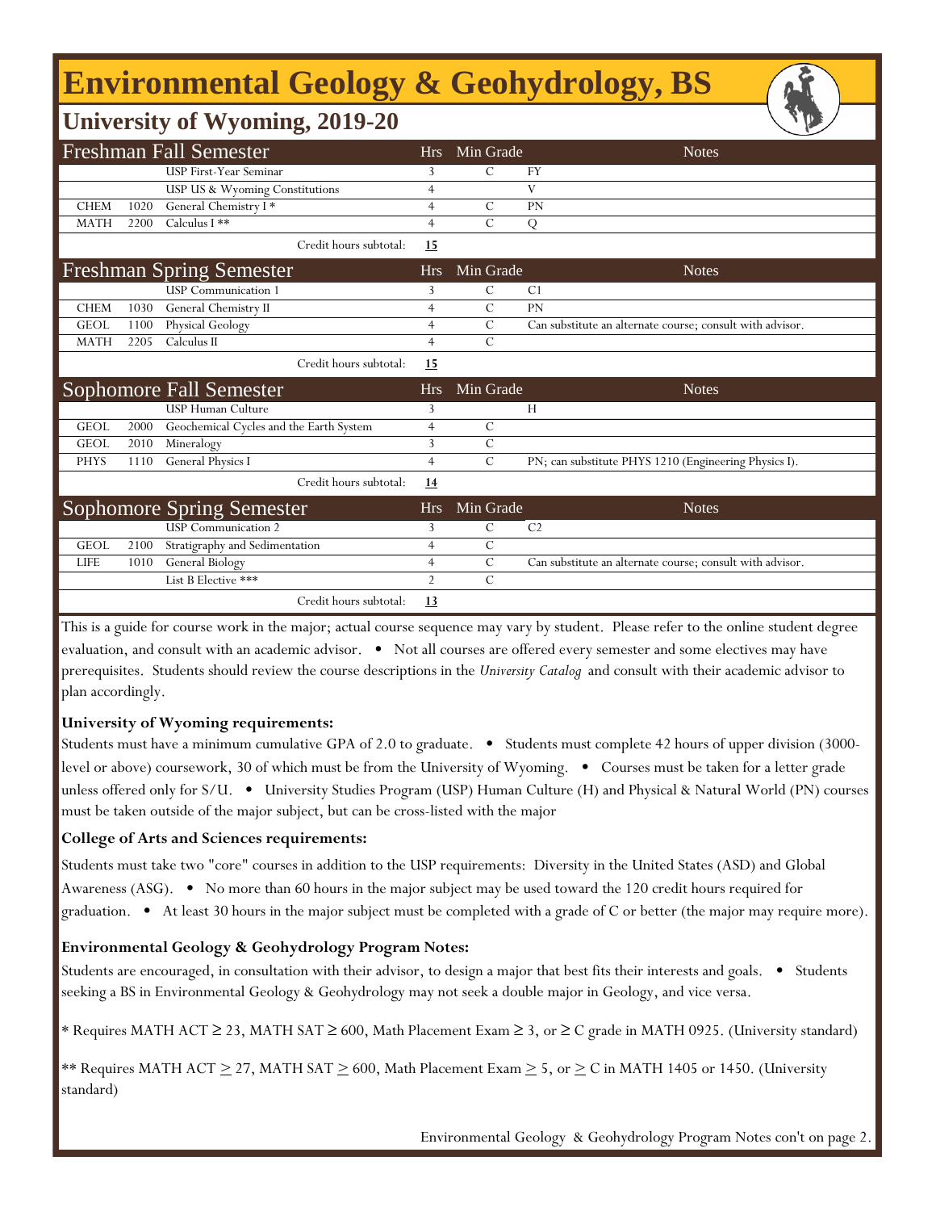# Environmental Geology & Geohydrology, BS

## University of Wyoming, 2019-20

| Freshman Fall Semester | | | Hrs | Min Grade | Notes |
|---|---|---|---|---|---|
| | | USP First-Year Seminar | 3 | C | FY |
| | | USP US & Wyoming Constitutions | 4 | | V |
| CHEM | 1020 | General Chemistry I * | 4 | C | PN |
| MATH | 2200 | Calculus I ** | 4 | C | Q |
| | | Credit hours subtotal: | **15** | | |

| Freshman Spring Semester | | | Hrs | Min Grade | Notes |
|---|---|---|---|---|---|
| | | USP Communication 1 | 3 | C | C1 |
| CHEM | 1030 | General Chemistry II | 4 | C | PN |
| GEOL | 1100 | Physical Geology | 4 | C | Can substitute an alternate course; consult with advisor. |
| MATH | 2205 | Calculus II | 4 | C | |
| | | Credit hours subtotal: | **15** | | |

| Sophomore Fall Semester | | | Hrs | Min Grade | Notes |
|---|---|---|---|---|---|
| | | USP Human Culture | 3 | | H |
| GEOL | 2000 | Geochemical Cycles and the Earth System | 4 | C | |
| GEOL | 2010 | Mineralogy | 3 | C | |
| PHYS | 1110 | General Physics I | 4 | C | PN; can substitute PHYS 1210 (Engineering Physics I). |
| | | Credit hours subtotal: | **14** | | |

| Sophomore Spring Semester | | | Hrs | Min Grade | Notes |
|---|---|---|---|---|---|
| | | USP Communication 2 | 3 | C | C2 |
| GEOL | 2100 | Stratigraphy and Sedimentation | 4 | C | |
| LIFE | 1010 | General Biology | 4 | C | Can substitute an alternate course; consult with advisor. |
| | | List B Elective *** | 2 | C | |
| | | Credit hours subtotal: | **13** | | |

This is a guide for course work in the major; actual course sequence may vary by student. Please refer to the online student degree evaluation, and consult with an academic advisor. • Not all courses are offered every semester and some electives may have prerequisites. Students should review the course descriptions in the *University Catalog* and consult with their academic advisor to plan accordingly.

**University of Wyoming requirements:**

Students must have a minimum cumulative GPA of 2.0 to graduate. • Students must complete 42 hours of upper division (3000-level or above) coursework, 30 of which must be from the University of Wyoming. • Courses must be taken for a letter grade unless offered only for S/U. • University Studies Program (USP) Human Culture (H) and Physical & Natural World (PN) courses must be taken outside of the major subject, but can be cross-listed with the major

**College of Arts and Sciences requirements:**

Students must take two "core" courses in addition to the USP requirements: Diversity in the United States (ASD) and Global Awareness (ASG). • No more than 60 hours in the major subject may be used toward the 120 credit hours required for graduation. • At least 30 hours in the major subject must be completed with a grade of C or better (the major may require more).

**Environmental Geology & Geohydrology Program Notes:**

Students are encouraged, in consultation with their advisor, to design a major that best fits their interests and goals. • Students seeking a BS in Environmental Geology & Geohydrology may not seek a double major in Geology, and vice versa.

* Requires MATH ACT ≥ 23, MATH SAT ≥ 600, Math Placement Exam ≥ 3, or ≥ C grade in MATH 0925. (University standard)

** Requires MATH ACT ≥ 27, MATH SAT ≥ 600, Math Placement Exam ≥ 5, or ≥ C in MATH 1405 or 1450. (University standard)

Environmental Geology & Geohydrology Program Notes con't on page 2.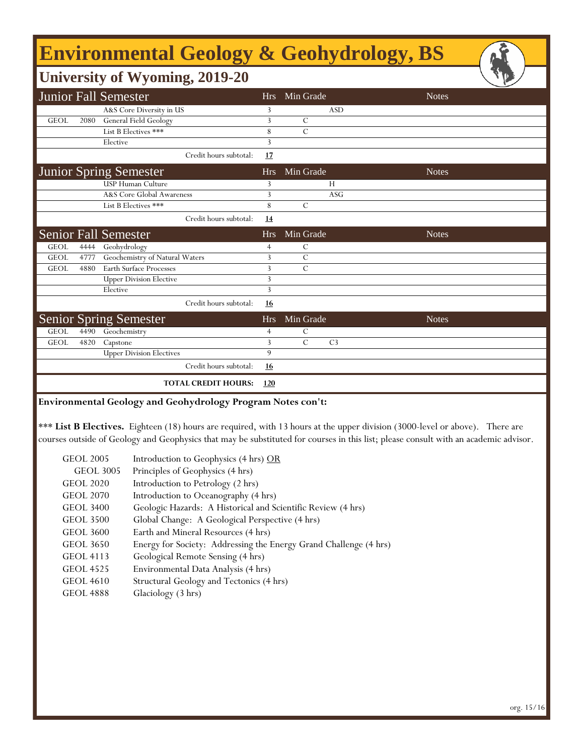# Environmental Geology & Geohydrology, BS

## University of Wyoming, 2019-20

| Junior Fall Semester | | | Hrs | Min Grade | | Notes |
|---|---|---|---|---|---|---|
| | | A&S Core Diversity in US | 3 | | ASD | |
| GEOL | 2080 | General Field Geology | 3 | C | | |
| | | List B Electives *** | 8 | C | | |
| | | Elective | 3 | | | |
| | | Credit hours subtotal: | **17** | | | |

| Junior Spring Semester | | | Hrs | Min Grade | | Notes |
|---|---|---|---|---|---|---|
| | | USP Human Culture | 3 | | H | |
| | | A&S Core Global Awareness | 3 | | ASG | |
| | | List B Electives *** | 8 | C | | |
| | | Credit hours subtotal: | **14** | | | |

| Senior Fall Semester | | | Hrs | Min Grade | | Notes |
|---|---|---|---|---|---|---|
| GEOL | 4444 | Geohydrology | 4 | C | | |
| GEOL | 4777 | Geochemistry of Natural Waters | 3 | C | | |
| GEOL | 4880 | Earth Surface Processes | 3 | C | | |
| | | Upper Division Elective | 3 | | | |
| | | Elective | 3 | | | |
| | | Credit hours subtotal: | **16** | | | |

| Senior Spring Semester | | | Hrs | Min Grade | | Notes |
|---|---|---|---|---|---|---|
| GEOL | 4490 | Geochemistry | 4 | C | | |
| GEOL | 4820 | Capstone | 3 | C | C3 | |
| | | Upper Division Electives | 9 | | | |
| | | Credit hours subtotal: | **16** | | | |

**TOTAL CREDIT HOURS: 120**

**Environmental Geology and Geohydrology Program Notes con't:**

*** **List B Electives.** Eighteen (18) hours are required, with 13 hours at the upper division (3000-level or above). There are courses outside of Geology and Geophysics that may be substituted for courses in this list; please consult with an academic advisor.

- GEOL 2005 — Introduction to Geophysics (4 hrs) OR
  - GEOL 3005 — Principles of Geophysics (4 hrs)
- GEOL 2020 — Introduction to Petrology (2 hrs)
- GEOL 2070 — Introduction to Oceanography (4 hrs)
- GEOL 3400 — Geologic Hazards: A Historical and Scientific Review (4 hrs)
- GEOL 3500 — Global Change: A Geological Perspective (4 hrs)
- GEOL 3600 — Earth and Mineral Resources (4 hrs)
- GEOL 3650 — Energy for Society: Addressing the Energy Grand Challenge (4 hrs)
- GEOL 4113 — Geological Remote Sensing (4 hrs)
- GEOL 4525 — Environmental Data Analysis (4 hrs)
- GEOL 4610 — Structural Geology and Tectonics (4 hrs)
- GEOL 4888 — Glaciology (3 hrs)